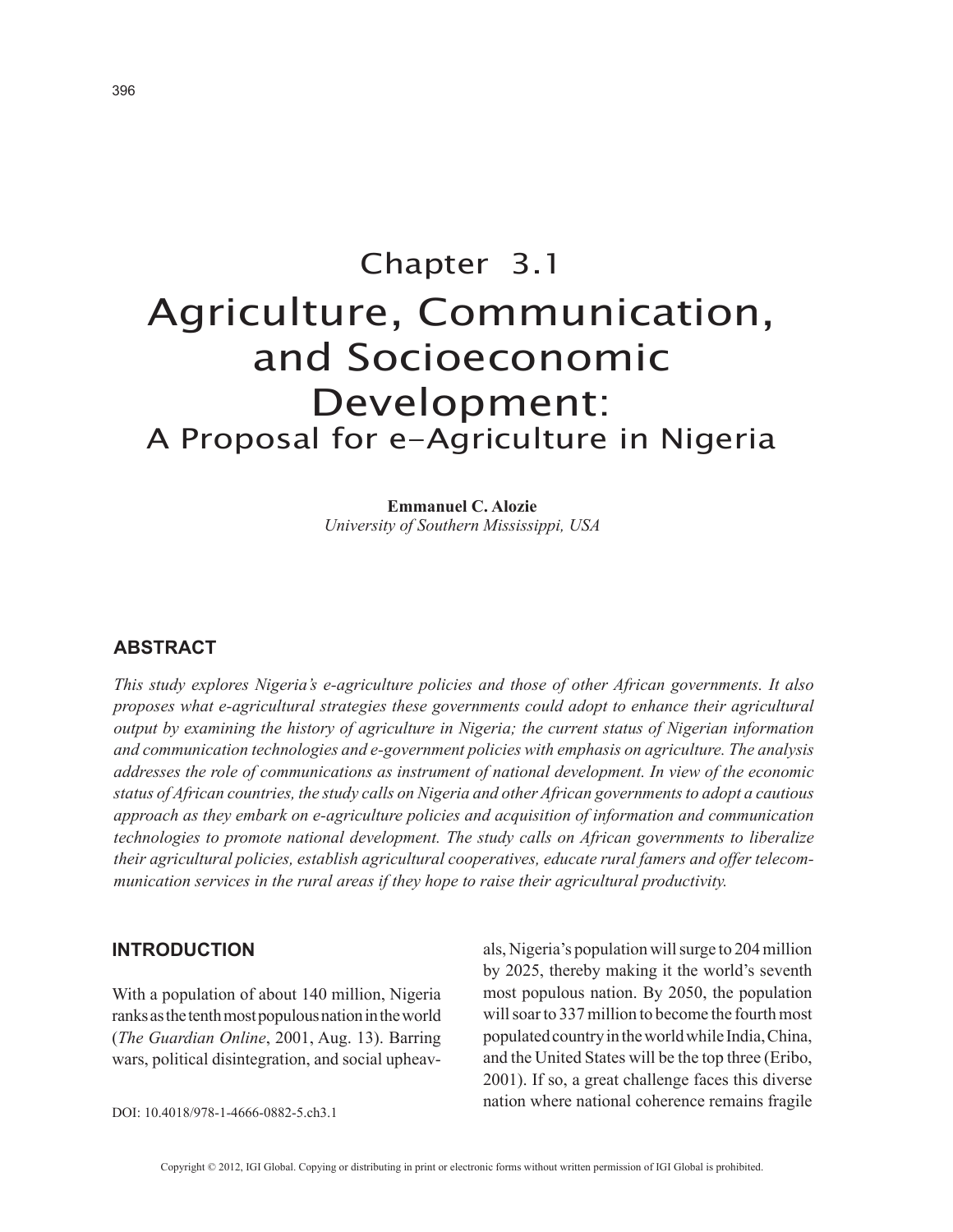# Chapter 3.1

# Agriculture, Communication, and Socioeconomic Development:

## A Proposal for e-Agriculture in Nigeria

**Emmanuel C. Alozie**
*University of Southern Mississippi, USA*

## ABSTRACT

*This study explores Nigeria's e-agriculture policies and those of other African governments. It also proposes what e-agricultural strategies these governments could adopt to enhance their agricultural output by examining the history of agriculture in Nigeria; the current status of Nigerian information and communication technologies and e-government policies with emphasis on agriculture. The analysis addresses the role of communications as instrument of national development. In view of the economic status of African countries, the study calls on Nigeria and other African governments to adopt a cautious approach as they embark on e-agriculture policies and acquisition of information and communication technologies to promote national development. The study calls on African governments to liberalize their agricultural policies, establish agricultural cooperatives, educate rural famers and offer telecommunication services in the rural areas if they hope to raise their agricultural productivity.*

## INTRODUCTION

With a population of about 140 million, Nigeria ranks as the tenth most populous nation in the world (*The Guardian Online*, 2001, Aug. 13). Barring wars, political disintegration, and social upheavals, Nigeria's population will surge to 204 million by 2025, thereby making it the world's seventh most populous nation. By 2050, the population will soar to 337 million to become the fourth most populated country in the world while India, China, and the United States will be the top three (Eribo, 2001). If so, a great challenge faces this diverse nation where national coherence remains fragile

DOI: 10.4018/978-1-4666-0882-5.ch3.1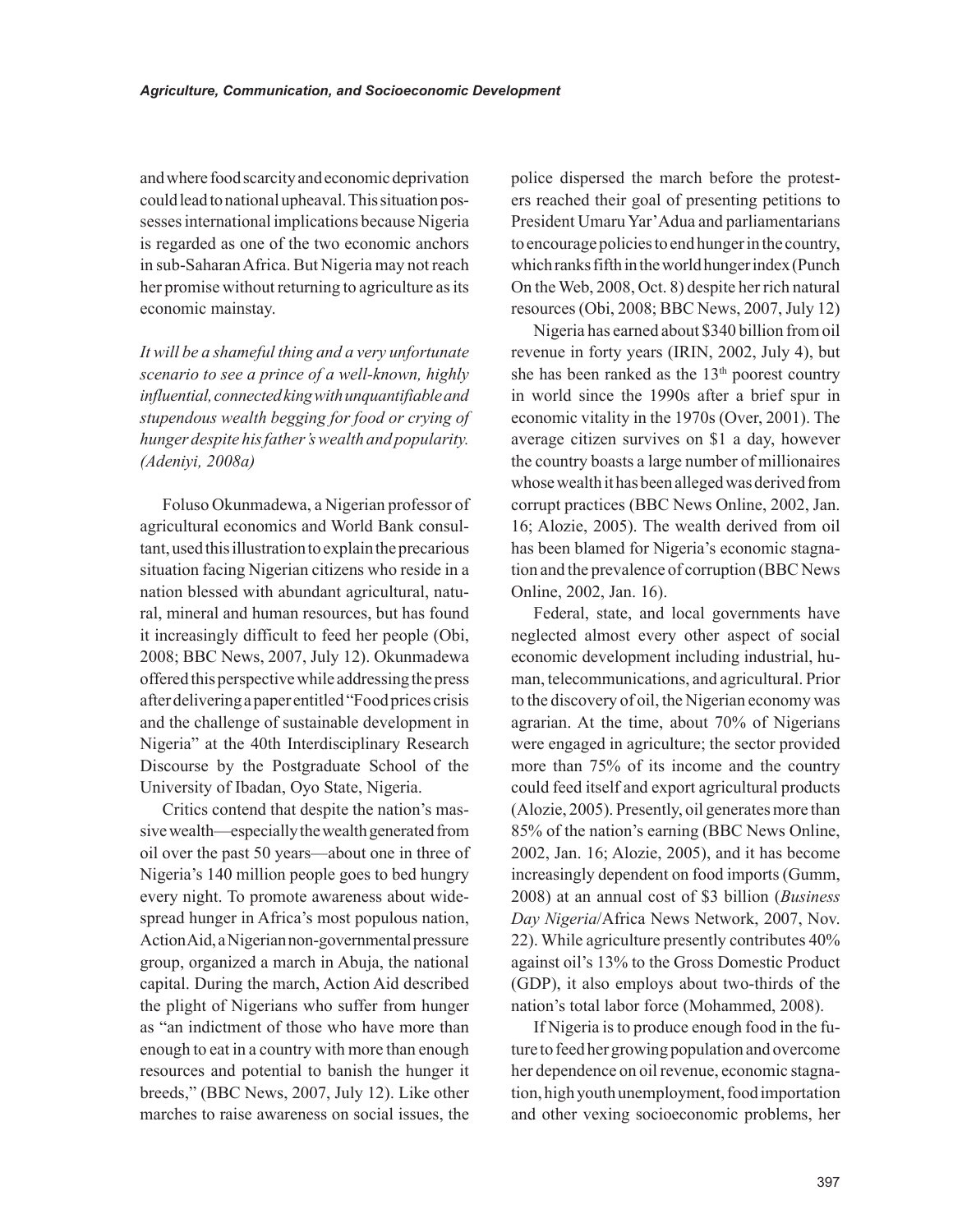and where food scarcity and economic deprivation could lead to national upheaval. This situation possesses international implications because Nigeria is regarded as one of the two economic anchors in sub-Saharan Africa. But Nigeria may not reach her promise without returning to agriculture as its economic mainstay.

*It will be a shameful thing and a very unfortunate scenario to see a prince of a well-known, highly influential, connected king with unquantifiable and stupendous wealth begging for food or crying of hunger despite his father's wealth and popularity. (Adeniyi, 2008a)*

Foluso Okunmadewa, a Nigerian professor of agricultural economics and World Bank consultant, used this illustration to explain the precarious situation facing Nigerian citizens who reside in a nation blessed with abundant agricultural, natural, mineral and human resources, but has found it increasingly difficult to feed her people (Obi, 2008; BBC News, 2007, July 12). Okunmadewa offered this perspective while addressing the press after delivering a paper entitled "Food prices crisis and the challenge of sustainable development in Nigeria" at the 40th Interdisciplinary Research Discourse by the Postgraduate School of the University of Ibadan, Oyo State, Nigeria.

Critics contend that despite the nation's massive wealth—especially the wealth generated from oil over the past 50 years—about one in three of Nigeria's 140 million people goes to bed hungry every night. To promote awareness about widespread hunger in Africa's most populous nation, ActionAid, a Nigerian non-governmental pressure group, organized a march in Abuja, the national capital. During the march, Action Aid described the plight of Nigerians who suffer from hunger as "an indictment of those who have more than enough to eat in a country with more than enough resources and potential to banish the hunger it breeds," (BBC News, 2007, July 12). Like other marches to raise awareness on social issues, the police dispersed the march before the protesters reached their goal of presenting petitions to President Umaru Yar'Adua and parliamentarians to encourage policies to end hunger in the country, which ranks fifth in the world hunger index (Punch On the Web, 2008, Oct. 8) despite her rich natural resources (Obi, 2008; BBC News, 2007, July 12)

Nigeria has earned about $340 billion from oil revenue in forty years (IRIN, 2002, July 4), but she has been ranked as the 13th poorest country in world since the 1990s after a brief spur in economic vitality in the 1970s (Over, 2001). The average citizen survives on $1 a day, however the country boasts a large number of millionaires whose wealth it has been alleged was derived from corrupt practices (BBC News Online, 2002, Jan. 16; Alozie, 2005). The wealth derived from oil has been blamed for Nigeria's economic stagnation and the prevalence of corruption (BBC News Online, 2002, Jan. 16).

Federal, state, and local governments have neglected almost every other aspect of social economic development including industrial, human, telecommunications, and agricultural. Prior to the discovery of oil, the Nigerian economy was agrarian. At the time, about 70% of Nigerians were engaged in agriculture; the sector provided more than 75% of its income and the country could feed itself and export agricultural products (Alozie, 2005). Presently, oil generates more than 85% of the nation's earning (BBC News Online, 2002, Jan. 16; Alozie, 2005), and it has become increasingly dependent on food imports (Gumm, 2008) at an annual cost of $3 billion (*Business Day Nigeria*/Africa News Network, 2007, Nov. 22). While agriculture presently contributes 40% against oil's 13% to the Gross Domestic Product (GDP), it also employs about two-thirds of the nation's total labor force (Mohammed, 2008).

If Nigeria is to produce enough food in the future to feed her growing population and overcome her dependence on oil revenue, economic stagnation, high youth unemployment, food importation and other vexing socioeconomic problems, her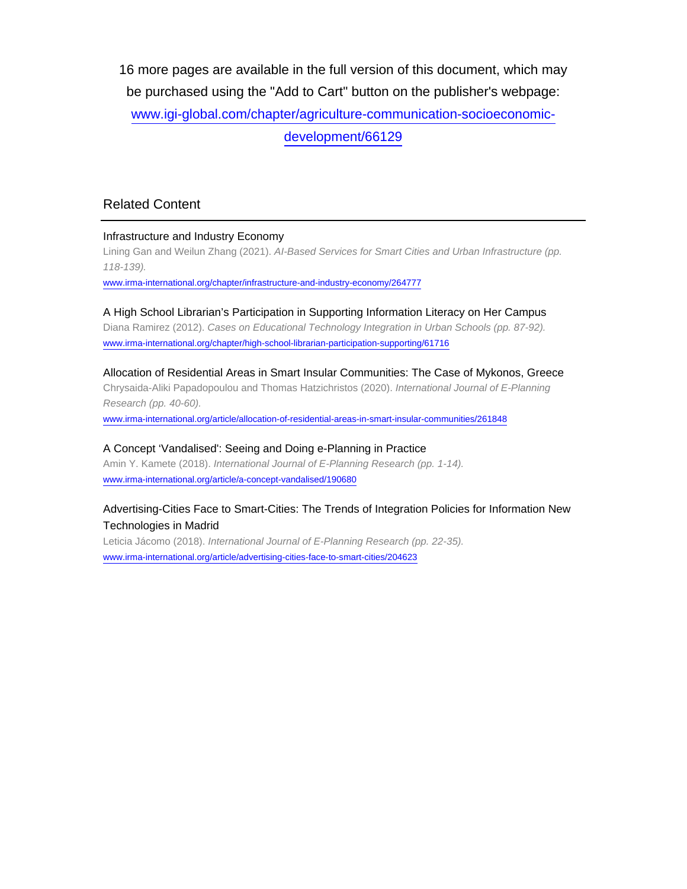16 more pages are available in the full version of this document, which may be purchased using the "Add to Cart" button on the publisher's webpage: [www.igi-global.com/chapter/agriculture-communication-socioeconomic-development/66129](www.igi-global.com/chapter/agriculture-communication-socioeconomic-development/66129)

## Related Content

Infrastructure and Industry Economy
Lining Gan and Weilun Zhang (2021). *AI-Based Services for Smart Cities and Urban Infrastructure (pp. 118-139).*
[www.irma-international.org/chapter/infrastructure-and-industry-economy/264777](www.irma-international.org/chapter/infrastructure-and-industry-economy/264777)

A High School Librarian's Participation in Supporting Information Literacy on Her Campus
Diana Ramirez (2012). *Cases on Educational Technology Integration in Urban Schools (pp. 87-92).*
[www.irma-international.org/chapter/high-school-librarian-participation-supporting/61716](www.irma-international.org/chapter/high-school-librarian-participation-supporting/61716)

Allocation of Residential Areas in Smart Insular Communities: The Case of Mykonos, Greece
Chrysaida-Aliki Papadopoulou and Thomas Hatzichristos (2020). *International Journal of E-Planning Research (pp. 40-60).*
[www.irma-international.org/article/allocation-of-residential-areas-in-smart-insular-communities/261848](www.irma-international.org/article/allocation-of-residential-areas-in-smart-insular-communities/261848)

A Concept 'Vandalised': Seeing and Doing e-Planning in Practice
Amin Y. Kamete (2018). *International Journal of E-Planning Research (pp. 1-14).*
[www.irma-international.org/article/a-concept-vandalised/190680](www.irma-international.org/article/a-concept-vandalised/190680)

Advertising-Cities Face to Smart-Cities: The Trends of Integration Policies for Information New Technologies in Madrid
Leticia Jácomo (2018). *International Journal of E-Planning Research (pp. 22-35).*
[www.irma-international.org/article/advertising-cities-face-to-smart-cities/204623](www.irma-international.org/article/advertising-cities-face-to-smart-cities/204623)